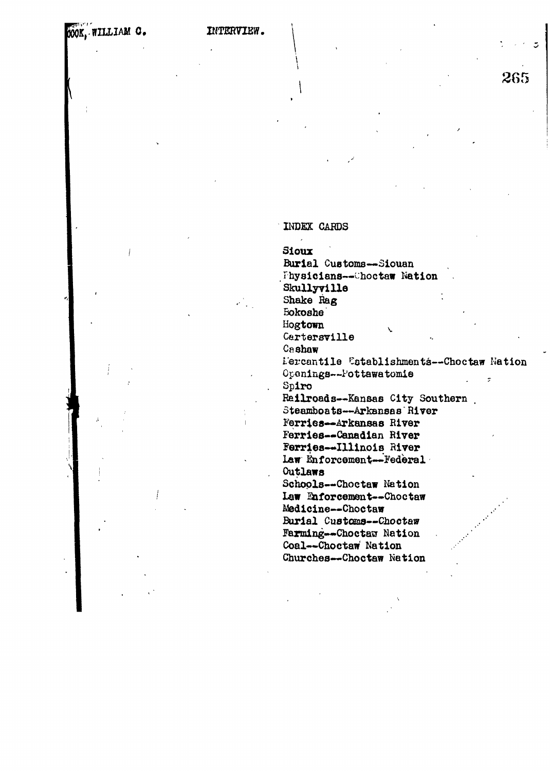INDEX CARDS

Sioux
Burial Customs--Siouan
Physicians--Choctaw Nation
Skullyville
Shake Rag
Bokoshe
Hogtown
Cartersville
Cashaw
Mercantile Establishments--Choctaw Nation
Openings--Pottawatomie
Spiro
Railroads--Kansas City Southern
Steamboats--Arkansas River
Ferries--Arkansas River
Ferries--Canadian River
Ferries--Illinois River
Law Enforcement--Federal
Outlaws
Schools--Choctaw Nation
Law Enforcement--Choctaw
Medicine--Choctaw
Burial Customs--Choctaw
Farming--Choctaw Nation
Coal--Choctaw Nation
Churches--Choctaw Nation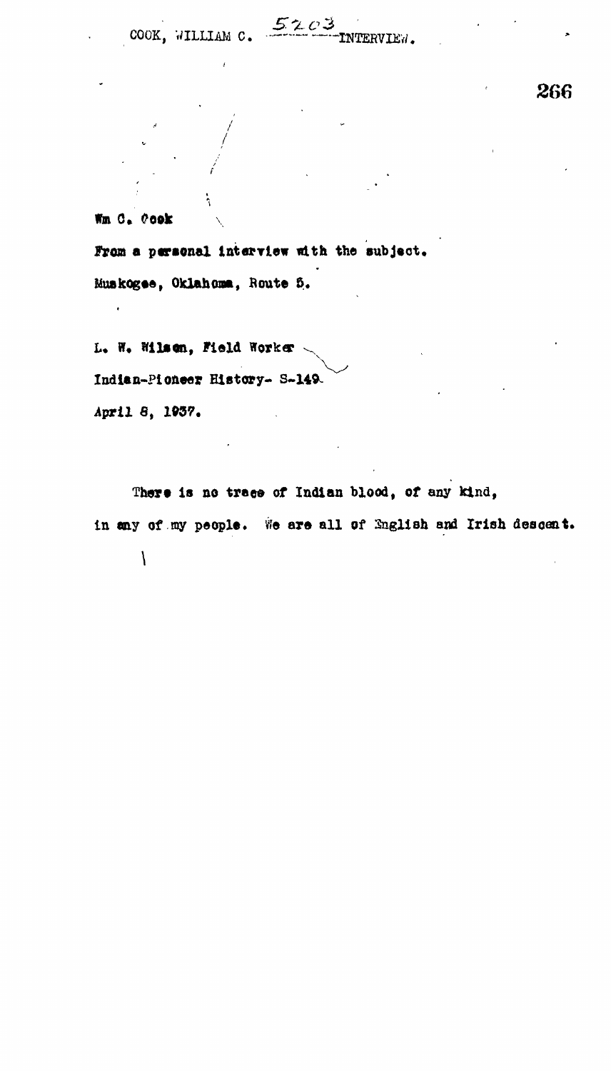Wm C. Cook

From a personal interview with the subject.

Muskogee, Oklahoma, Route 5.

L. W. Wilson, Field Worker

Indian-Pioneer History- S-149

April 8, 1937.

There is no trace of Indian blood, of any kind, in any of my people. We are all of English and Irish descent.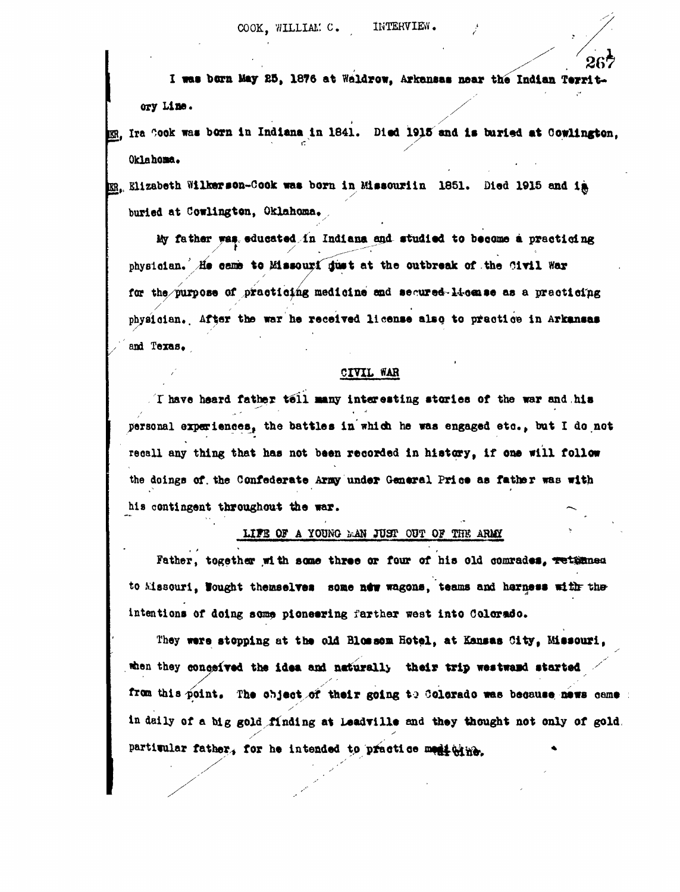I was born May 25, 1876 at Waldrow, Arkansas near the Indian Territory Line.

FR. Ira Cook was born in Indiana in 1841. Died 1915 and is buried at Cowlington, Oklahoma.

MR. Elizabeth Wilkerson-Cook was born in Missouriin 1851. Died 1915 and is buried at Cowlington, Oklahoma.

My father was educated in Indiana and studied to become a practicing physician. He came to Missouri just at the outbreak of the Civil War for the purpose of practicing medicine and secured license as a practicing physician. After the war he received license also to practice in Arkansas and Texas.

## CIVIL WAR

I have heard father tell many interesting stories of the war and his personal experiences, the battles in which he was engaged etc., but I do not recall any thing that has not been recorded in history, if one will follow the doings of the Confederate Army under General Price as father was with his contingent throughout the war.

## LIFE OF A YOUNG MAN JUST OUT OF THE ARMY

Father, together with some three or four of his old comrades, returned to Missouri, bought themselves some new wagons, teams and harness with the intentions of doing some pioneering farther west into Colorado.

They were stopping at the old Blossom Hotel, at Kansas City, Missouri, when they conceived the idea and naturally their trip westward started from this point. The object of their going to Colorado was because news came in daily of a big gold finding at Leadville and they thought not only of gold. partiqular father, for he intended to practice medicine.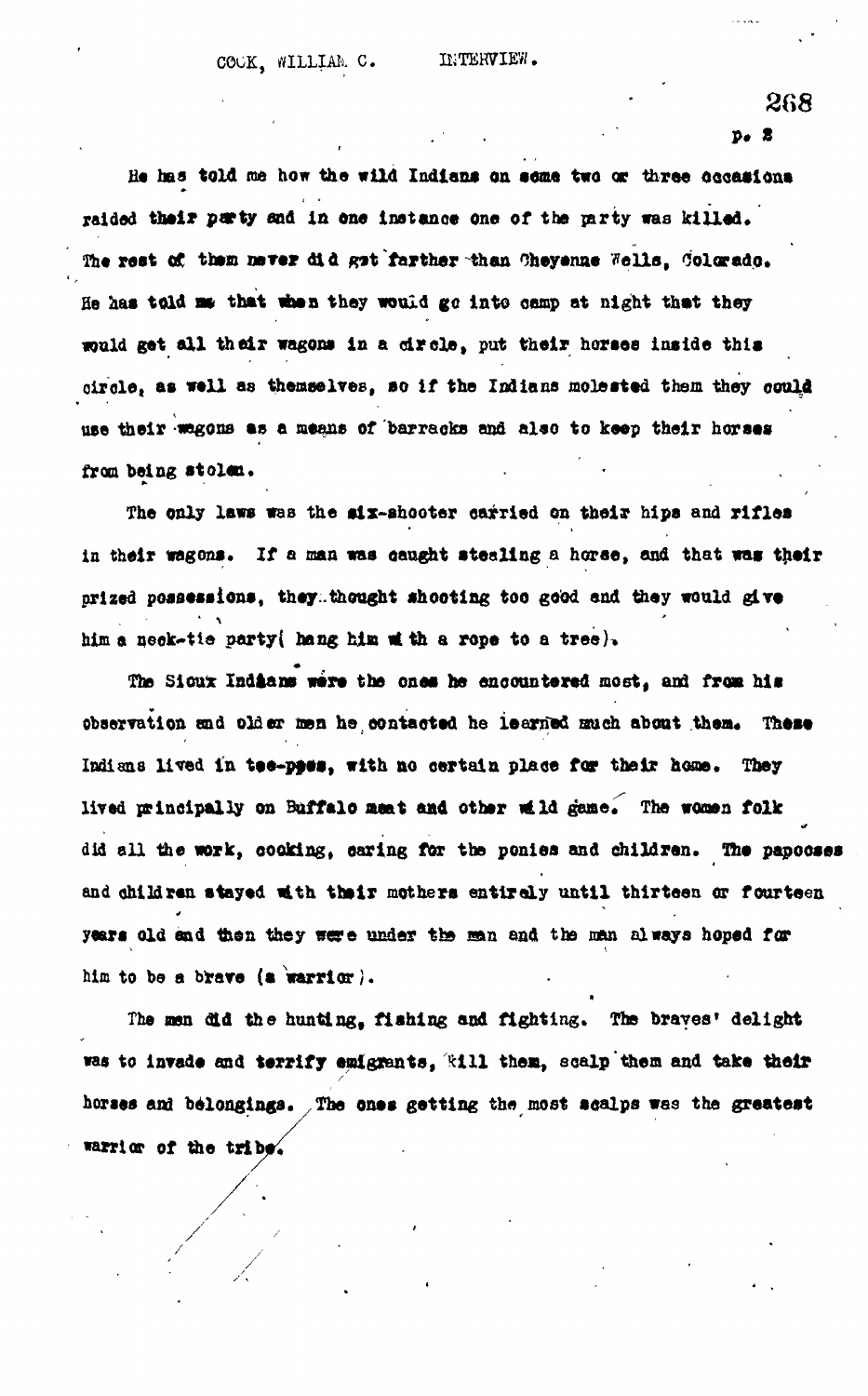He has told me how the wild Indians on some two or three occasions raided their party and in one instance one of the party was killed. The rest of them never did get farther than Cheyenne Wells, Colorado. He has told me that when they would go into camp at night that they would get all their wagons in a circle, put their horses inside this circle, as well as themselves, so if the Indians molested them they could use their wagons as a means of barracks and also to keep their horses from being stolen.

The only laws was the six-shooter carried on their hips and rifles in their wagons. If a man was caught stealing a horse, and that was their prized possessions, they thought shooting too good and they would give him a neck-tie party( hang him with a rope to a tree).

The Sioux Indians were the ones he encountered most, and from his observation and older men he contacted he learned much about them. These Indians lived in tee-pees, with no certain place for their home. They lived principally on Buffalo meat and other wild game. The women folk did all the work, cooking, caring for the ponies and children. The papooses and children stayed with their mothers entirely until thirteen or fourteen years old and then they were under the man and the man always hoped for him to be a brave (a warrior).

The men did the hunting, fishing and fighting. The braves' delight was to invade and terrify emigrants, kill them, scalp them and take their horses and belongings. The ones getting the most scalps was the greatest warrior of the tribe.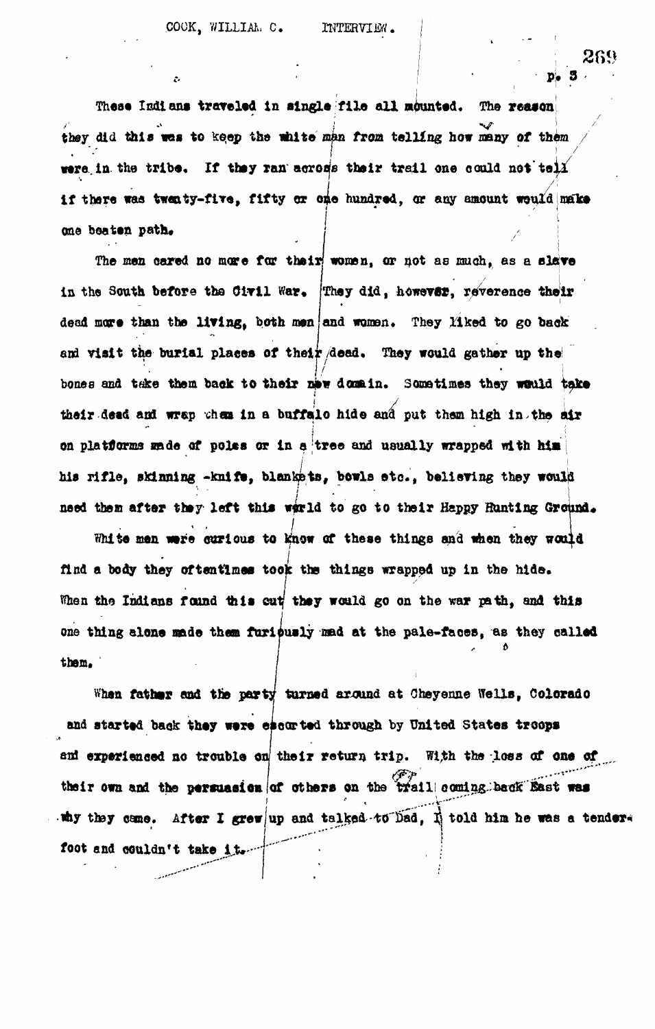These Indians traveled in single file all mounted. The reason they did this was to keep the white man from telling how many of them were in the tribe. If they ran across their trail one could not tell if there was twenty-five, fifty or one hundred, or any amount would make one beaten path.

The men cared no more for their women, or not as much, as a slave in the South before the Civil War. They did, however, reverence their dead more than the living, both men and women. They liked to go back and visit the burial places of their dead. They would gather up the bones and take them back to their new domain. Sometimes they would take their dead and wrap them in a buffalo hide and put them high in the air on platforms made of poles or in a tree and usually wrapped with him his rifle, skinning -knife, blankets, bowls etc., believing they would need them after they left this world to go to their Happy Hunting Ground.

White men were curious to know of these things and when they would find a body they oftentimes took the things wrapped up in the hide. When the Indians found this out they would go on the war path, and this one thing alone made them furiously mad at the pale-faces, as they called them.

When father and the party turned around at Cheyenne Wells, Colorado and started back they were escorted through by United States troops and experienced no trouble on their return trip. With the loss of one of their own and the persuasion of others on the trail coming back East was why they came. After I grew up and talked to Dad, I told him he was a tender-foot and couldn't take it.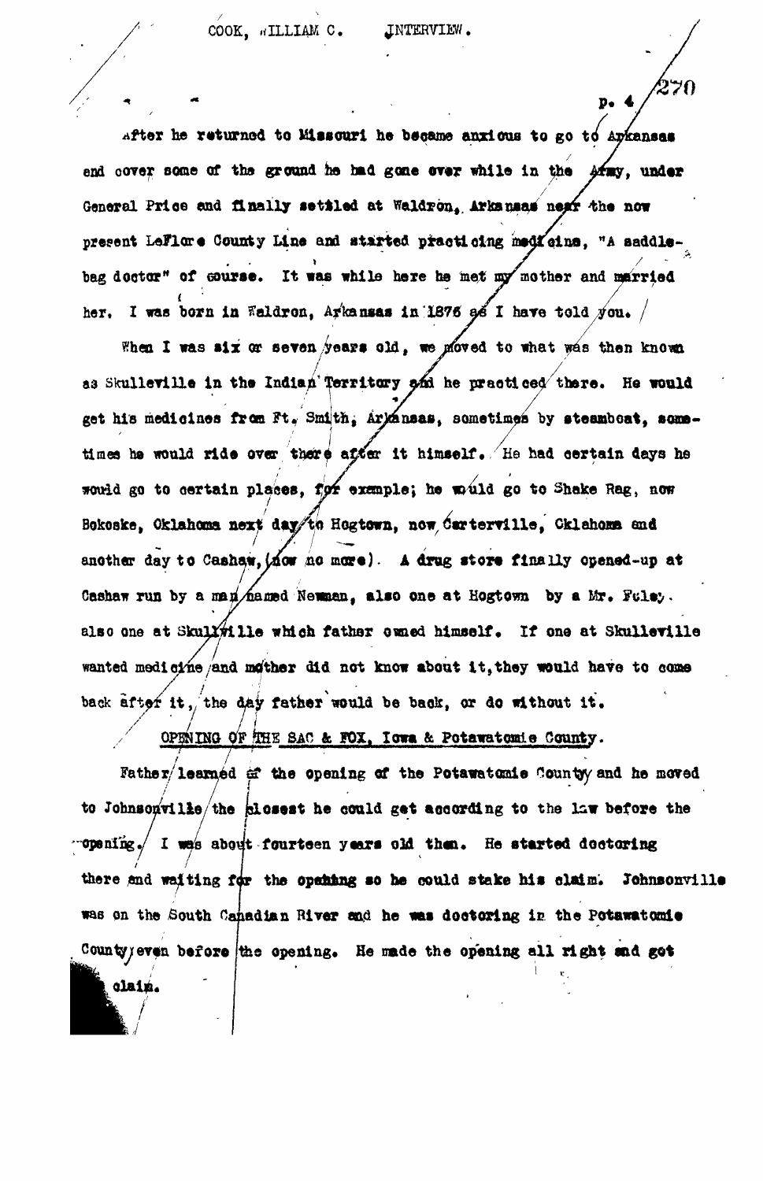After he returned to Missouri he became anxious to go to Arkansas and cover some of the ground he had gone over while in the Army, under General Price and finally settled at Waldron, Arkansas near the now present LeFlore County Line and started practicing medicine, "A saddle-bag doctor" of course. It was while here he met my mother and married her. I was born in Waldron, Arkansas in 1876 as I have told you.

When I was six or seven years old, we moved to what was then known as Skulleville in the Indian Territory and he practiced there. He would get his medicines from Ft. Smith, Arkansas, sometimes by steamboat, sometimes he would ride over there after it himself. He had certain days he would go to certain places, for example; he would go to Shake Rag, now Bokoske, Oklahoma next day to Hogtown, now Carterville, Oklahoma and another day to Cashaw, (now no more). A drug store finally opened-up at Cashaw run by a man named Newman, also one at Hogtown by a Mr. Foley. also one at Skullville which father owned himself. If one at Skulleville wanted medicine and mother did not know about it, they would have to come back after it, the day father would be back, or do without it.

## OPENING OF THE SAC & FOX, Iowa & Potawatomie County.

Father learned of the opening of the Potawatomie County and he moved to Johnsonville the closest he could get according to the law before the opening. I was about fourteen years old then. He started doctoring there and waiting for the opening so he could stake his claim. Johnsonville was on the South Canadian River and he was doctoring in the Potawatomie County even before the opening. He made the opening all right and got claim.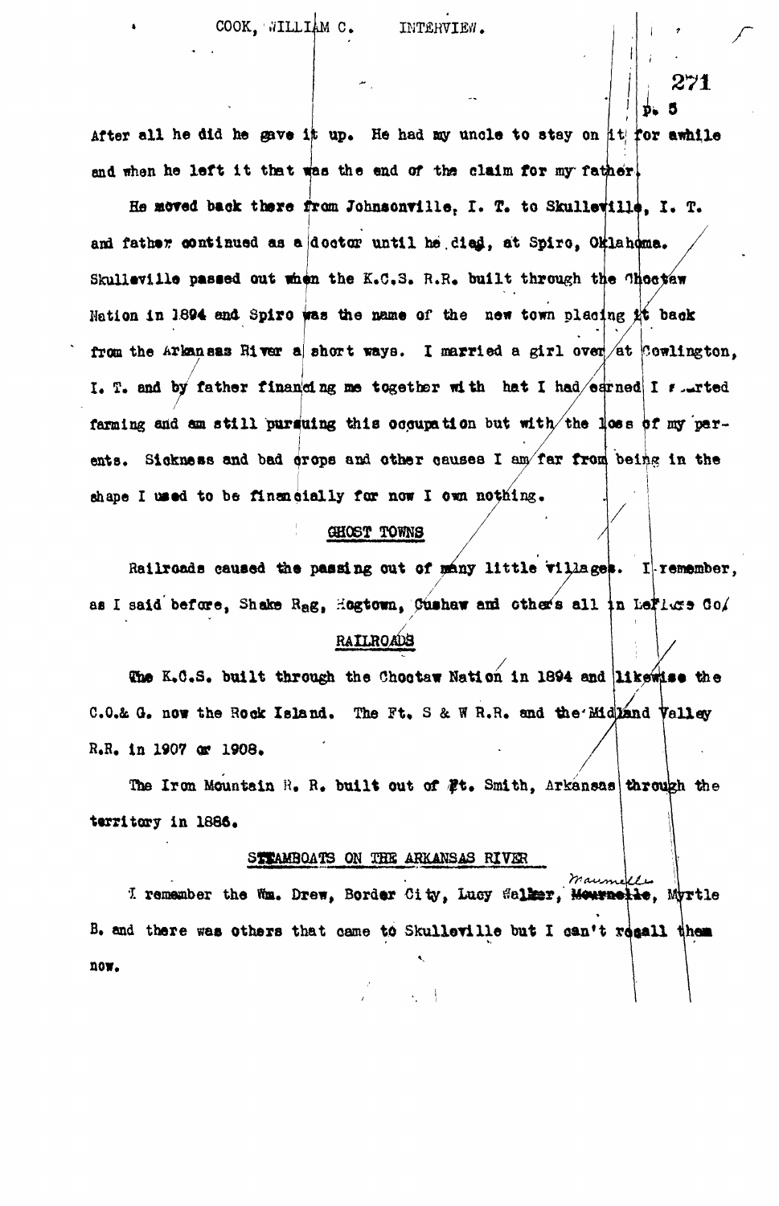After all he did he gave it up. He had my uncle to stay on it for awhile and when he left it that was the end of the claim for my father.

He moved back there from Johnsonville, I. T. to Skullevillle, I. T. and father continued as a doctor until he died, at Spiro, Oklahoma. Skullevillle passed out when the K.C.S. R.R. built through the Choctaw Nation in 1894 and Spiro was the name of the new town placing it back from the Arkansas River a short ways. I married a girl over at Cowlington, I. T. and by father financing me together with hat I had earned I started farming and am still pursuing this occupation but with the loss of my parents. Sickness and bad crops and other causes I am far from being in the shape I used to be financially for now I own nothing.

## GHOST TOWNS

Railroads caused the passing out of many little villages. I remember, as I said before, Shake Rag, Hogtown, Cushaw and others all in LeFlore Co.

## RAILROADS

The K.C.S. built through the Choctaw Nation in 1894 and likewise the C.O.& G. now the Rock Island. The Ft. S & W R.R. and the Midland Valley R.R. in 1907 or 1908.

The Iron Mountain R. R. built out of Ft. Smith, Arkansas through the territory in 1886.

## STEAMBOATS ON THE ARKANSAS RIVER

I remember the Wm. Drew, Border City, Lucy Walker, Maumelle, Myrtle B. and there was others that came to Skullevillle but I can't recall them now.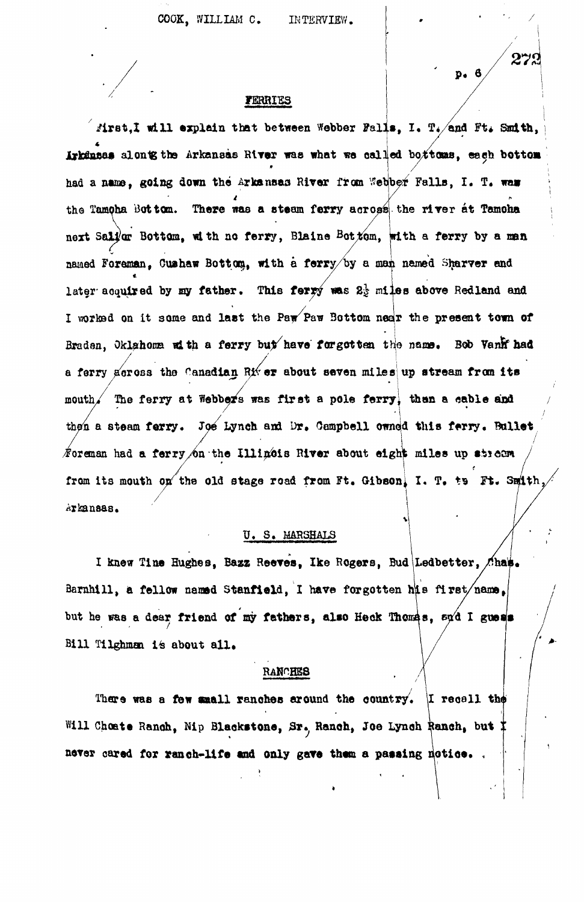## FERRIES

First, I will explain that between Webber Falls, I. T. and Ft. Smith, Arkansas along the Arkansas River was what we called bottoms, each bottom had a name, going down the Arkansas River from Webber Falls, I. T. was the Tamoha Bottom. There was a steam ferry across the river at Tamoha next Sallor Bottom, with no ferry, Blaine Bottom, with a ferry by a man named Foreman, Cushaw Bottom, with a ferry by a man named Sharver and later acquired by my father. This ferry was 2½ miles above Redland and I worked on it some and last the Paw Paw Bottom near the present town of Braden, Oklahoma with a ferry but have forgotten the name. Bob Vann had a ferry across the Canadian River about seven miles up stream from its mouth. The ferry at Webbers was first a pole ferry, than a cable and then a steam ferry. Joe Lynch and Dr. Campbell owned this ferry. Bullet Foreman had a ferry on the Illinois River about eight miles up stream from its mouth on the old stage road from Ft. Gibson, I. T. to Ft. Smith, Arkansas.

## U. S. MARSHALS

I knew Tine Hughes, Bazz Reeves, Ike Rogers, Bud Ledbetter, Chas. Barnhill, a fellow named Stanfield, I have forgotten his first name, but he was a dear friend of my fathers, also Heck Thomas, and I guess Bill Tilghman is about all.

## RANCHES

There was a few small ranches around the country. I recall the Will Choate Ranch, Nip Blackstone, Sr. Ranch, Joe Lynch Ranch, but I never cared for ranch-life and only gave them a passing notice.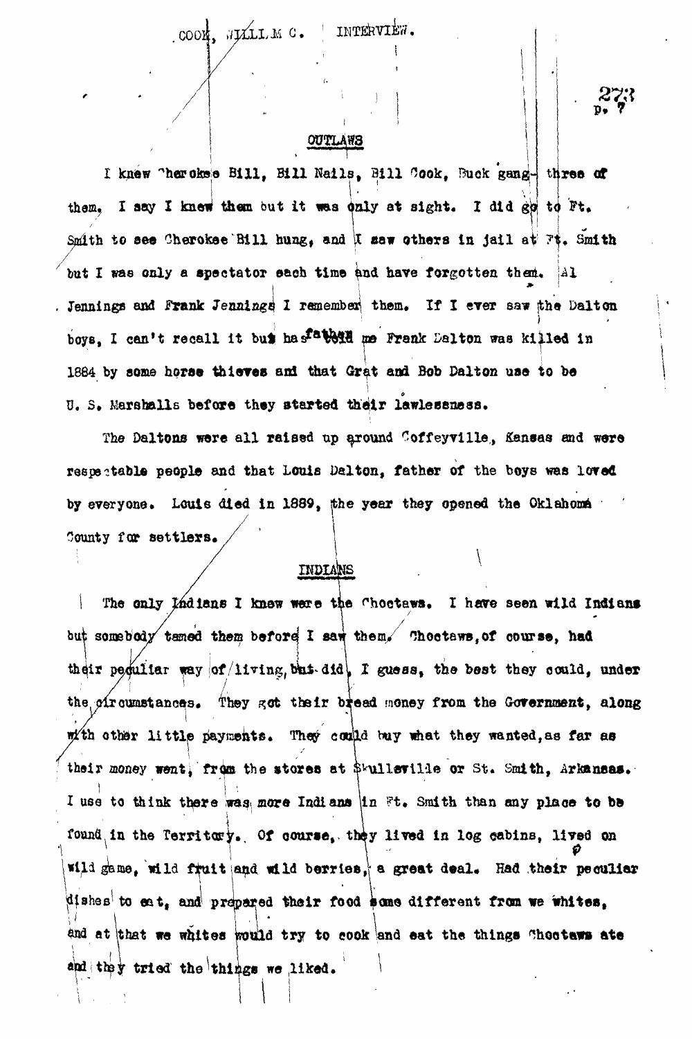COOK, WILLIAM C. INTERVIEW.

## OUTLAWS

I knew Cherokee Bill, Bill Nails, Bill Cook, Buck gang- three of them. I say I knew them but it was only at sight. I did go to Ft. Smith to see Cherokee Bill hung, and I saw others in jail at Ft. Smith but I was only a spectator each time and have forgotten them. Al Jennings and Frank Jennings I remember them. If I ever saw the Dalton boys, I can't recall it but has father told me Frank Dalton was killed in 1884 by some horse thieves and that Grat and Bob Dalton use to be U. S. Marshalls before they started their lawlessness.

The Daltons were all raised up around Coffeyville, Kansas and were respectable people and that Louis Dalton, father of the boys was loved by everyone. Louis died in 1889, the year they opened the Oklahoma County for settlers.

## INDIANS

The only Indians I knew were the Choctaws. I have seen wild Indians but somebody tamed them before I saw them. Choctaws, of course, had their peculiar way of living, but did, I guess, the best they could, under the circumstances. They got their bread money from the Government, along with other little payments. They could buy what they wanted, as far as their money went, from the stores at Skullsville or St. Smith, Arkansas. I use to think there was more Indians in Ft. Smith than any place to be found in the Territory. Of course, they lived in log cabins, lived on wild game, wild fruit and wild berries, a great deal. Had their peculiar dishes to eat, and prepared their food some different from we whites, and at that we whites would try to cook and eat the things Choctaws ate and they tried the things we liked.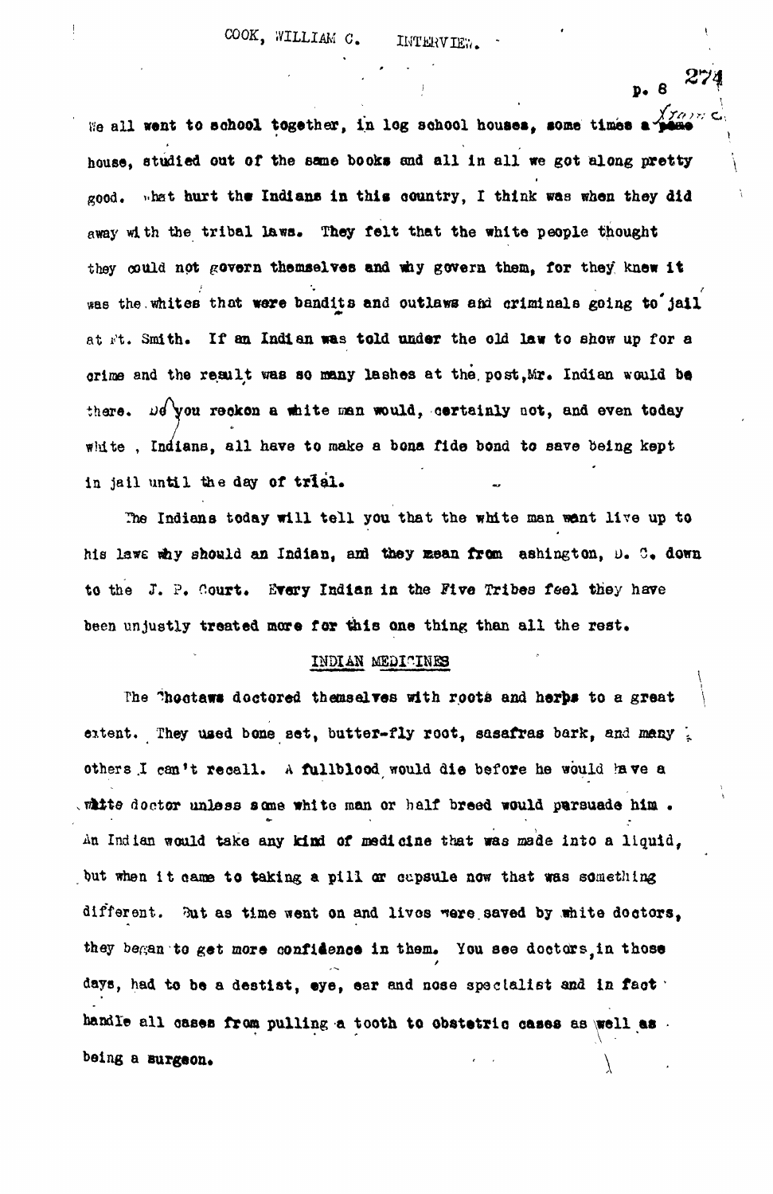We all went to school together, in log school houses, some times a frame house, studied out of the same books and all in all we got along pretty good. What hurt the Indians in this country, I think was when they did away with the tribal laws. They felt that the white people thought they could not govern themselves and why govern them, for they knew it was the whites that were bandits and outlaws and criminals going to jail at Ft. Smith. If an Indian was told under the old law to show up for a crime and the result was so many lashes at the post, Mr. Indian would be there. Do you reckon a white man would, certainly not, and even today white, Indians, all have to make a bona fide bond to save being kept in jail until the day of trial.

The Indians today will tell you that the white man want live up to his laws why should an Indian, and they mean from Washington, D. C. down to the J. P. Court. Every Indian in the Five Tribes feel they have been unjustly treated more for this one thing than all the rest.

## INDIAN MEDICINES

The Choctaws doctored themselves with roots and herbs to a great extent. They used bone set, butter-fly root, sasafras bark, and many others I can't recall. A fullblood would die before he would have a white doctor unless some white man or half breed would persuade him. An Indian would take any kind of medicine that was made into a liquid, but when it came to taking a pill or capsule now that was something different. But as time went on and lives were saved by white doctors, they began to get more confidence in them. You see doctors, in those days, had to be a destist, eye, ear and nose specialist and in fact handle all cases from pulling a tooth to obstetric cases as well as being a surgeon.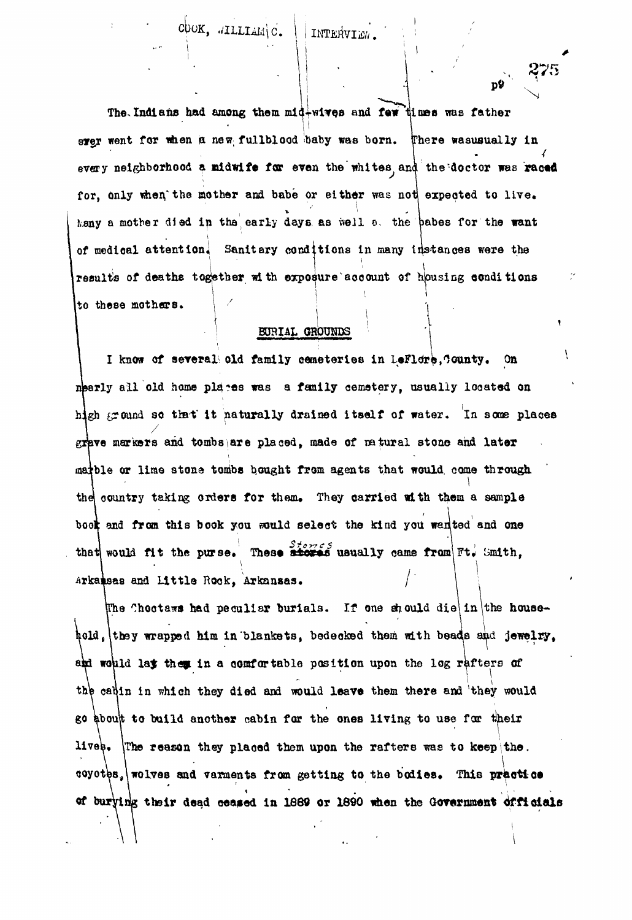The Indians had among them mid-wives and few times was father ever went for when a new fullblood baby was born. There was usually in every neighborhood a midwife for even the whites, and the doctor was raced for, only when the mother and babe or either was not expected to live. Many a mother died in the early days as well as the babes for the want of medical attention. Sanitary conditions in many instances were the results of deaths together with exposure account of housing conditions to these mothers.

## BURIAL GROUNDS

I know of several old family cemeteries in LeFlore County. On nearly all old home places was a family cemetery, usually located on high ground so that it naturally drained itself of water. In some places grave markers and tombs are placed, made of natural stone and later marble or lime stone tombs bought from agents that would come through the country taking orders for them. They carried with them a sample book and from this book you would select the kind you wanted and one that would fit the purse. These stones usually came from Ft. Smith, Arkansas and Little Rock, Arkansas.

The Choctaws had peculiar burials. If one should die in the household, they wrapped him in blankets, bedecked them with beads and jewelry, and would lay them in a comfortable position upon the log rafters of the cabin in which they died and would leave them there and they would go about to build another cabin for the ones living to use for their lives. The reason they placed them upon the rafters was to keep the coyotes, wolves and varments from getting to the bodies. This practice of burying their dead ceased in 1889 or 1890 when the Government officials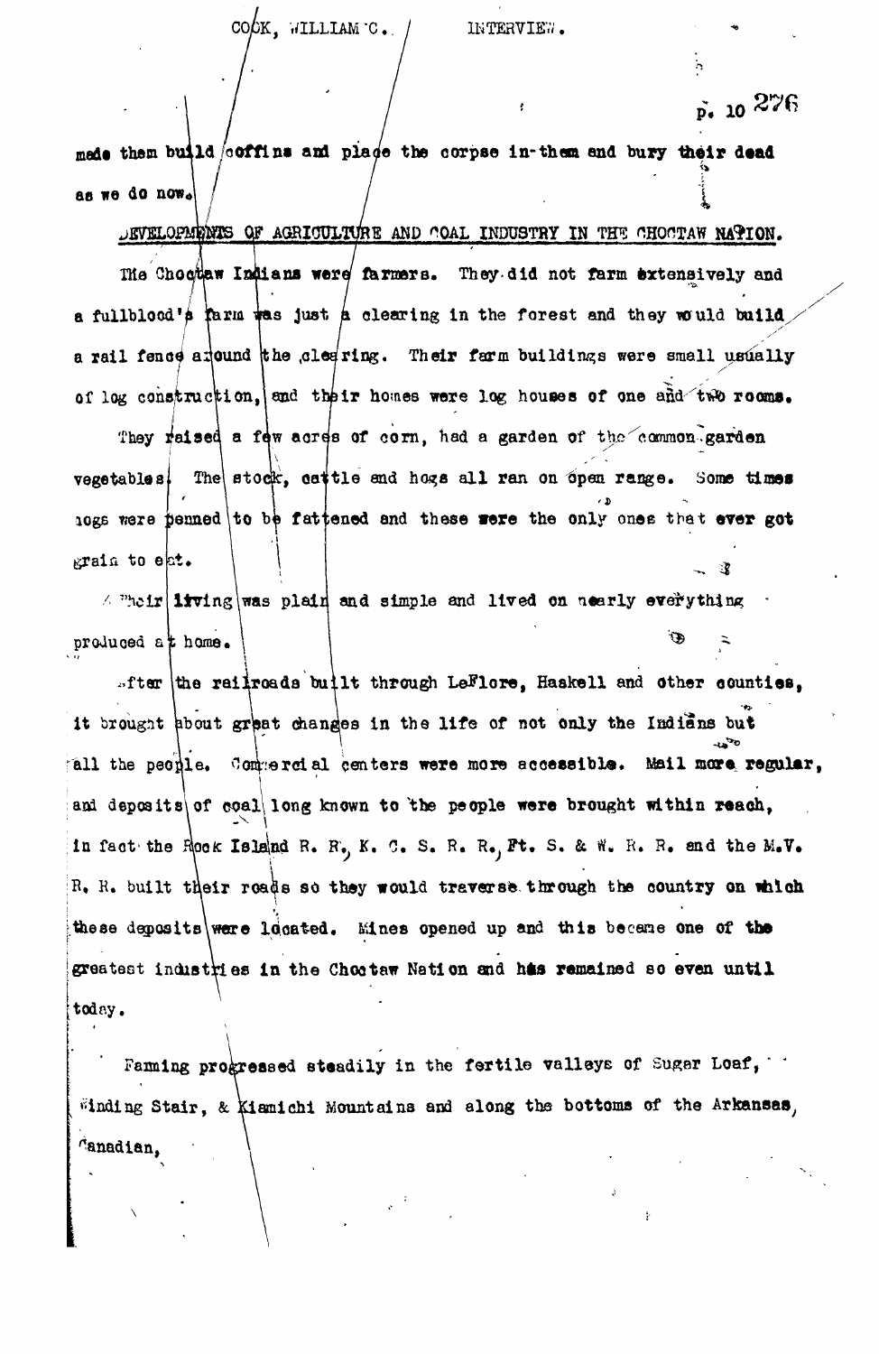made them build coffins and place the corpse in them and bury their dead as we do now.

## DEVELOPMENTS OF AGRICULTURE AND COAL INDUSTRY IN THE CHOCTAW NATION.

The Choctaw Indians were farmers. They did not farm extensively and a fullblood's farm was just a clearing in the forest and they would build a rail fence around the clearing. Their farm buildings were small usually of log construction, and their homes were log houses of one and two rooms.

They raised a few acres of corn, had a garden of the common garden vegetables. The stock, cattle and hogs all ran on open range. Some times hogs were penned to be fattened and these were the only ones that ever got grain to eat.

Their living was plain and simple and lived on nearly everything produced at home.

After the railroads built through LeFlore, Haskell and other counties, it brought about great changes in the life of not only the Indians but all the people. Commercial centers were more accessible. Mail more regular, and deposits of coal long known to the people were brought within reach, in fact the Rock Island R. R., K. C. S. R. R., Ft. S. & W. R. R. and the M.V. R. R. built their roads so they would traverse through the country on which these deposits were located. Mines opened up and this became one of the greatest industries in the Choctaw Nation and has remained so even until today.

Faming progressed steadily in the fertile valleys of Sugar Loaf, Winding Stair, & Kiamichi Mountains and along the bottoms of the Arkansas, Canadian,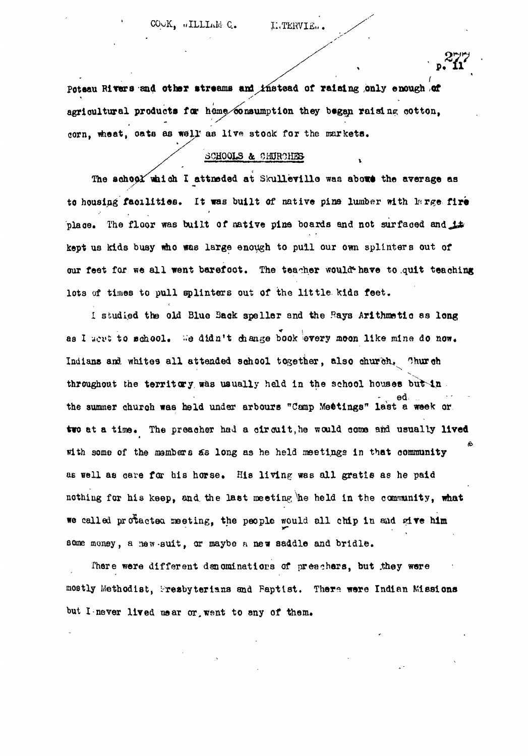Poteau Rivers and other streams and instead of raising only enough of agricultural products for home consumption they began raising cotton, corn, wheat, oats as well as live stock for the markets.

## SCHOOLS & CHURCHES

The school which I attneded at Skullevillo was above the average as to housing facilities. It was built of native pine lumber with large fire place. The floor was built of native pine boards and not surfaced and it kept us kids busy who was large enough to pull our own splinters out of our feet for we all went barefoot. The teacher would have to quit teaching lots of times to pull splinters out of the little kids feet.

I studied the old Blue Back speller and the Rays Arithmetic as long as I went to school. We didn't change book every moon like mine do now. Indians and whites all attended school together, also church. Church throughout the territory was usually held in the school houses but in the summer church was held under arbours "Camp Meetings" lasted a week or two at a time. The preacher had a circuit, he would come and usually lived with some of the members as long as he held meetings in that community as well as care for his horse. His living was all gratis as he paid nothing for his keep, and the last meeting he held in the community, what we called protacted meeting, the people would all chip in and give him some money, a new suit, or maybe a new saddle and bridle.

There were different denominations of preachers, but they were mostly Methodist, Presbyterians and Baptist. There were Indian Missions but I never lived near or went to any of them.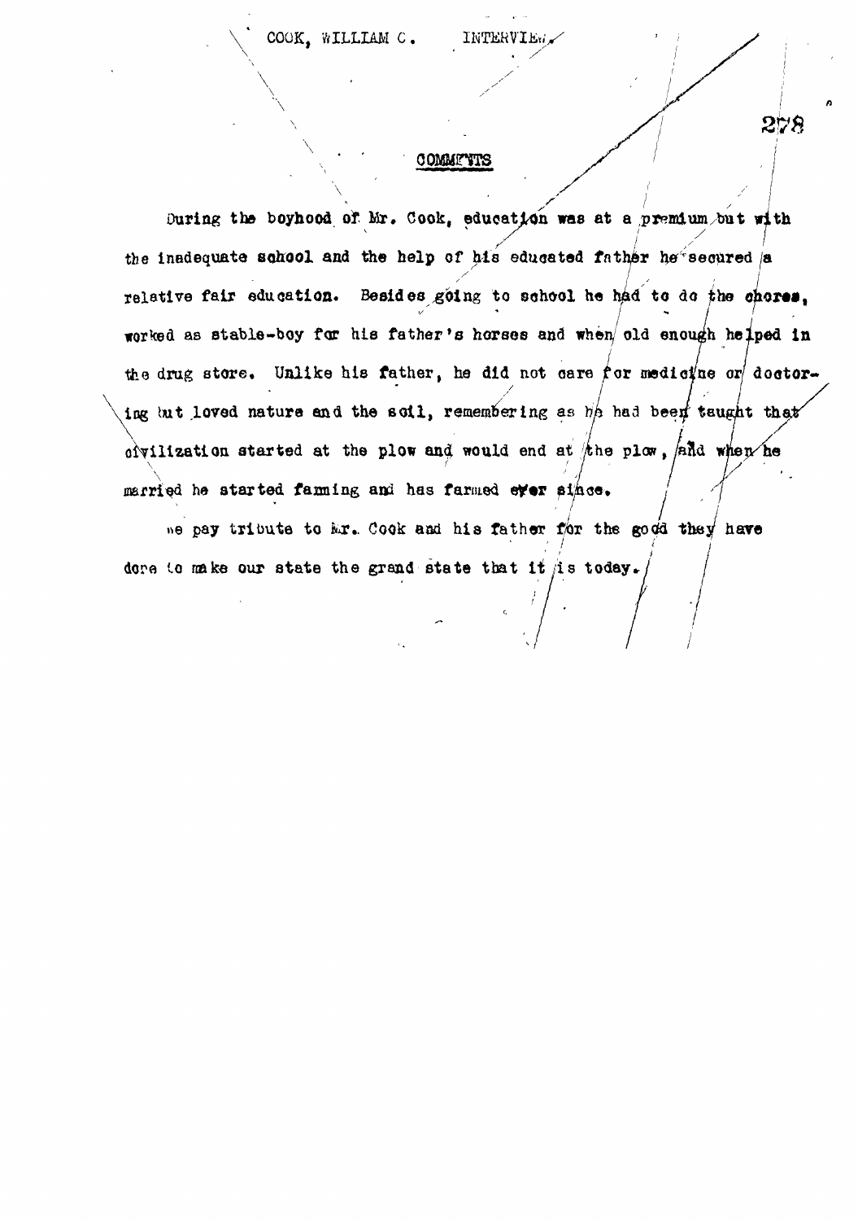## COMMENTS

During the boyhood of Mr. Cook, education was at a premium but with the inadequate school and the help of his educated father he secured a relative fair education. Besides going to school he had to do the chores, worked as stable-boy for his father's horses and when old enough helped in the drug store. Unlike his father, he did not care for medicine or doctoring but loved nature and the soil, remembering as he had been taught that civilization started at the plow and would end at the plow, and when he married he started farming and has farmed ever since.

We pay tribute to Mr. Cook and his father for the good they have done to make our state the grand state that it is today.